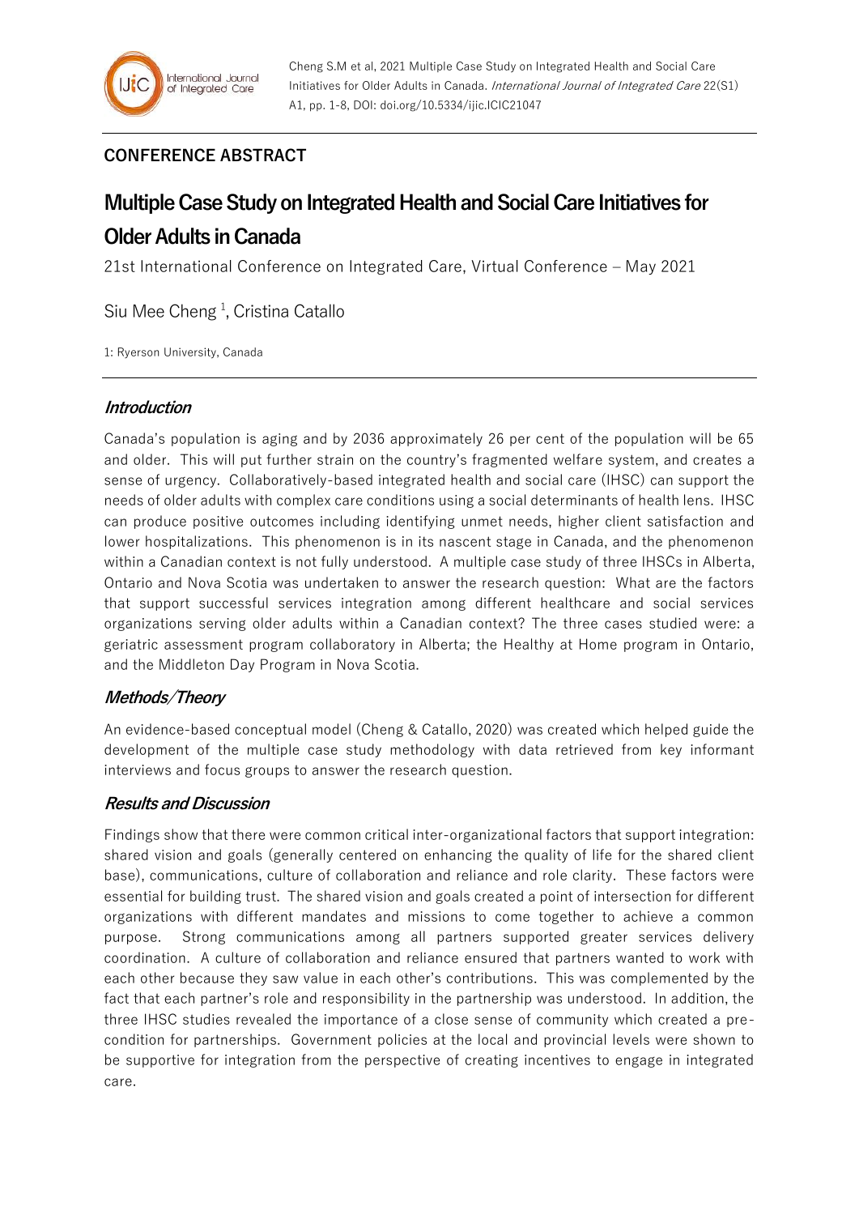Cheng S.M et al, 2021 Multiple Case Study on Integrated Health and Social Care Initiatives for Older Adults in Canada. *International Journal of Integrated Care* 22(S1) A1, pp. 1-8, DOI: doi.org/10.5334/ijic.ICIC21047

## CONFERENCE ABSTRACT

# Multiple Case Study on Integrated Health and Social Care Initiatives for Older Adults in Canada

21st International Conference on Integrated Care, Virtual Conference – May 2021

Siu Mee Cheng [1], Cristina Catallo

1: Ryerson University, Canada

### *Introduction*

Canada's population is aging and by 2036 approximately 26 per cent of the population will be 65 and older. This will put further strain on the country's fragmented welfare system, and creates a sense of urgency. Collaboratively-based integrated health and social care (IHSC) can support the needs of older adults with complex care conditions using a social determinants of health lens. IHSC can produce positive outcomes including identifying unmet needs, higher client satisfaction and lower hospitalizations. This phenomenon is in its nascent stage in Canada, and the phenomenon within a Canadian context is not fully understood. A multiple case study of three IHSCs in Alberta, Ontario and Nova Scotia was undertaken to answer the research question: What are the factors that support successful services integration among different healthcare and social services organizations serving older adults within a Canadian context? The three cases studied were: a geriatric assessment program collaboratory in Alberta; the Healthy at Home program in Ontario, and the Middleton Day Program in Nova Scotia.

### *Methods/Theory*

An evidence-based conceptual model (Cheng & Catallo, 2020) was created which helped guide the development of the multiple case study methodology with data retrieved from key informant interviews and focus groups to answer the research question.

### *Results and Discussion*

Findings show that there were common critical inter-organizational factors that support integration: shared vision and goals (generally centered on enhancing the quality of life for the shared client base), communications, culture of collaboration and reliance and role clarity. These factors were essential for building trust. The shared vision and goals created a point of intersection for different organizations with different mandates and missions to come together to achieve a common purpose. Strong communications among all partners supported greater services delivery coordination. A culture of collaboration and reliance ensured that partners wanted to work with each other because they saw value in each other's contributions. This was complemented by the fact that each partner's role and responsibility in the partnership was understood. In addition, the three IHSC studies revealed the importance of a close sense of community which created a pre-condition for partnerships. Government policies at the local and provincial levels were shown to be supportive for integration from the perspective of creating incentives to engage in integrated care.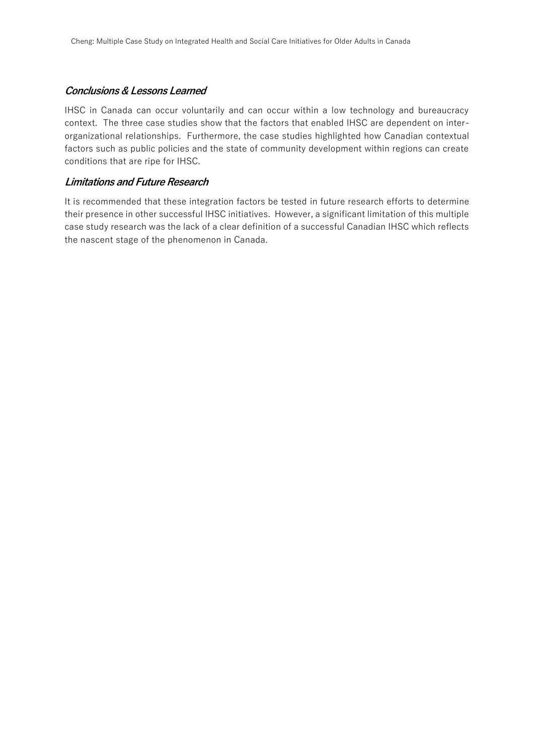### *Conclusions & Lessons Learned*

IHSC in Canada can occur voluntarily and can occur within a low technology and bureaucracy context. The three case studies show that the factors that enabled IHSC are dependent on inter-organizational relationships. Furthermore, the case studies highlighted how Canadian contextual factors such as public policies and the state of community development within regions can create conditions that are ripe for IHSC.

### *Limitations and Future Research*

It is recommended that these integration factors be tested in future research efforts to determine their presence in other successful IHSC initiatives. However, a significant limitation of this multiple case study research was the lack of a clear definition of a successful Canadian IHSC which reflects the nascent stage of the phenomenon in Canada.